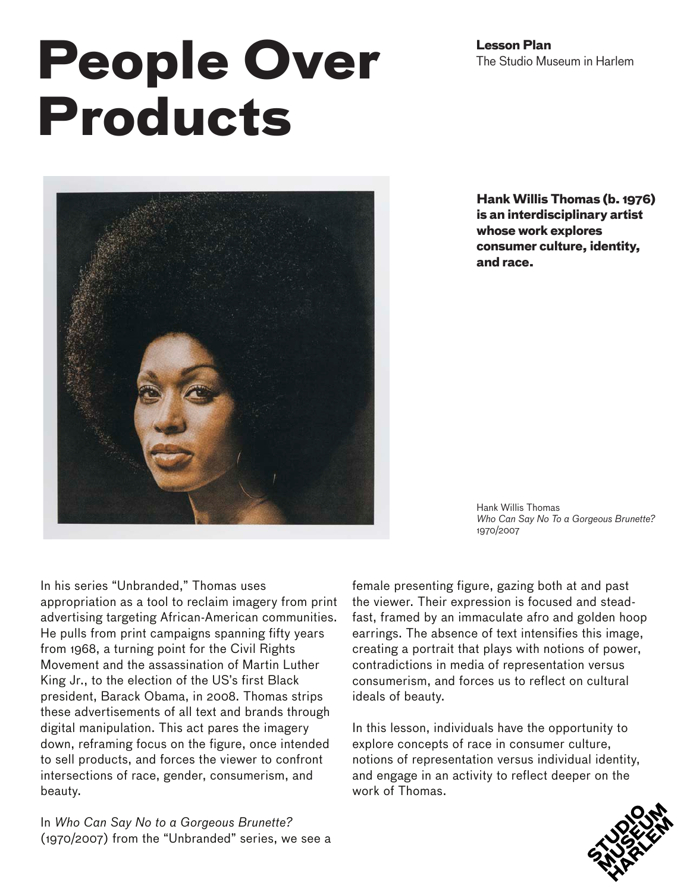# People Over Products

**Lesson Plan**
The Studio Museum in Harlem

**Hank Willis Thomas (b. 1976) is an interdisciplinary artist whose work explores consumer culture, identity, and race.**

Hank Willis Thomas
*Who Can Say No To a Gorgeous Brunette?*
1970/2007

In his series "Unbranded," Thomas uses appropriation as a tool to reclaim imagery from print advertising targeting African-American communities. He pulls from print campaigns spanning fifty years from 1968, a turning point for the Civil Rights Movement and the assassination of Martin Luther King Jr., to the election of the US's first Black president, Barack Obama, in 2008. Thomas strips these advertisements of all text and brands through digital manipulation. This act pares the imagery down, reframing focus on the figure, once intended to sell products, and forces the viewer to confront intersections of race, gender, consumerism, and beauty.

In *Who Can Say No to a Gorgeous Brunette?* (1970/2007) from the "Unbranded" series, we see a female presenting figure, gazing both at and past the viewer. Their expression is focused and steadfast, framed by an immaculate afro and golden hoop earrings. The absence of text intensifies this image, creating a portrait that plays with notions of power, contradictions in media of representation versus consumerism, and forces us to reflect on cultural ideals of beauty.

In this lesson, individuals have the opportunity to explore concepts of race in consumer culture, notions of representation versus individual identity, and engage in an activity to reflect deeper on the work of Thomas.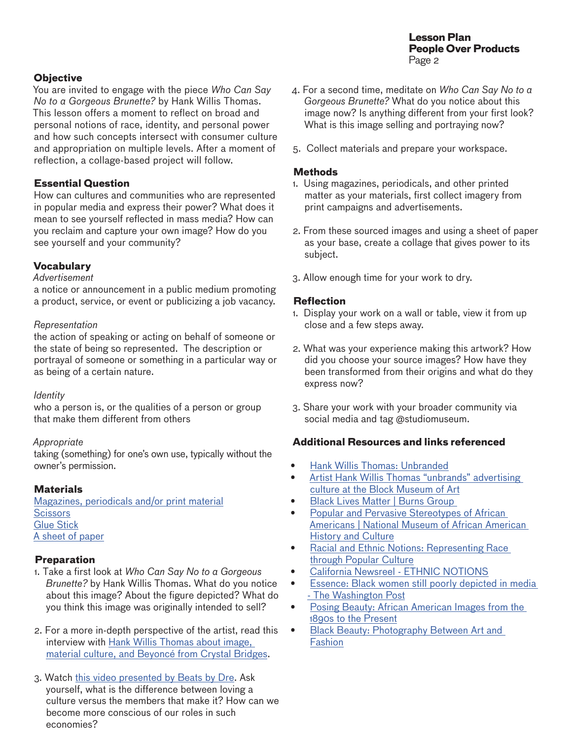## Objective

You are invited to engage with the piece *Who Can Say No to a Gorgeous Brunette?* by Hank Willis Thomas. This lesson offers a moment to reflect on broad and personal notions of race, identity, and personal power and how such concepts intersect with consumer culture and appropriation on multiple levels. After a moment of reflection, a collage-based project will follow.

## Essential Question

How can cultures and communities who are represented in popular media and express their power? What does it mean to see yourself reflected in mass media? How can you reclaim and capture your own image? How do you see yourself and your community?

## Vocabulary

*Advertisement*
a notice or announcement in a public medium promoting a product, service, or event or publicizing a job vacancy.

*Representation*
the action of speaking or acting on behalf of someone or the state of being so represented. The description or portrayal of someone or something in a particular way or as being of a certain nature.

*Identity*
who a person is, or the qualities of a person or group that make them different from others

*Appropriate*
taking (something) for one's own use, typically without the owner's permission.

## Materials

Magazines, periodicals and/or print material
Scissors
Glue Stick
A sheet of paper

## Preparation

1. Take a first look at *Who Can Say No to a Gorgeous Brunette?* by Hank Willis Thomas. What do you notice about this image? About the figure depicted? What do you think this image was originally intended to sell?

2. For a more in-depth perspective of the artist, read this interview with Hank Willis Thomas about image, material culture, and Beyoncé from Crystal Bridges.

3. Watch this video presented by Beats by Dre. Ask yourself, what is the difference between loving a culture versus the members that make it? How can we become more conscious of our roles in such economies?

4. For a second time, meditate on *Who Can Say No to a Gorgeous Brunette?* What do you notice about this image now? Is anything different from your first look? What is this image selling and portraying now?

5. Collect materials and prepare your workspace.

## Methods

1. Using magazines, periodicals, and other printed matter as your materials, first collect imagery from print campaigns and advertisements.

2. From these sourced images and using a sheet of paper as your base, create a collage that gives power to its subject.

3. Allow enough time for your work to dry.

## Reflection

1. Display your work on a wall or table, view it from up close and a few steps away.

2. What was your experience making this artwork? How did you choose your source images? How have they been transformed from their origins and what do they express now?

3. Share your work with your broader community via social media and tag @studiomuseum.

## Additional Resources and links referenced

- Hank Willis Thomas: Unbranded
- Artist Hank Willis Thomas "unbrands" advertising culture at the Block Museum of Art
- Black Lives Matter | Burns Group
- Popular and Pervasive Stereotypes of African Americans | National Museum of African American History and Culture
- Racial and Ethnic Notions: Representing Race through Popular Culture
- California Newsreel - ETHNIC NOTIONS
- Essence: Black women still poorly depicted in media - The Washington Post
- Posing Beauty: African American Images from the 1890s to the Present
- Black Beauty: Photography Between Art and Fashion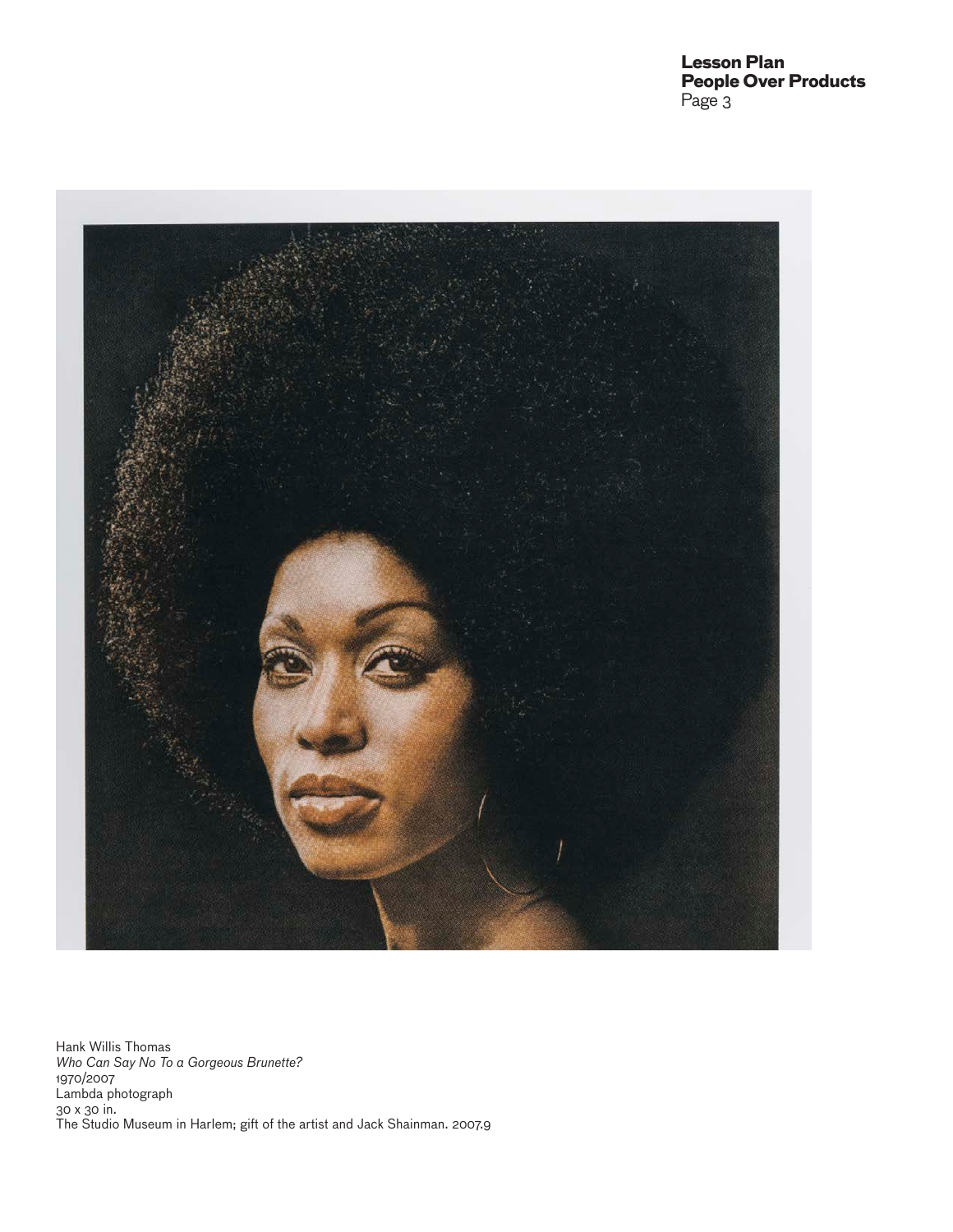Hank Willis Thomas
*Who Can Say No To a Gorgeous Brunette?*
1970/2007
Lambda photograph
30 x 30 in.
The Studio Museum in Harlem; gift of the artist and Jack Shainman. 2007.9